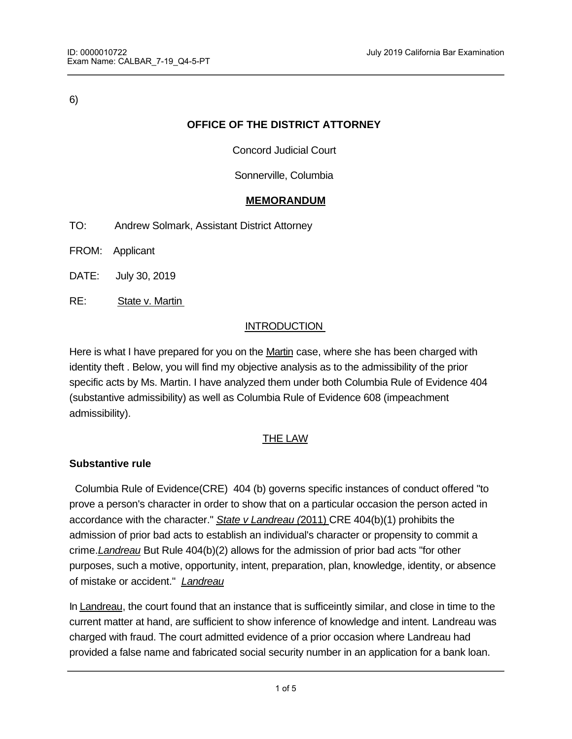6)

**OFFICE OF THE DISTRICT ATTORNEY**

Concord Judicial Court

Sonnerville, Columbia

**MEMORANDUM**

TO: Andrew Solmark, Assistant District Attorney

FROM: Applicant

DATE: July 30, 2019

RE: State v. Martin

INTRODUCTION

Here is what I have prepared for you on the Martin case, where she has been charged with identity theft . Below, you will find my objective analysis as to the admissibility of the prior specific acts by Ms. Martin. I have analyzed them under both Columbia Rule of Evidence 404 (substantive admissibility) as well as Columbia Rule of Evidence 608 (impeachment admissibility).

THE LAW

**Substantive rule**

Columbia Rule of Evidence(CRE) 404 (b) governs specific instances of conduct offered "to prove a person's character in order to show that on a particular occasion the person acted in accordance with the character." *State v Landreau (*2011) CRE 404(b)(1) prohibits the admission of prior bad acts to establish an individual's character or propensity to commit a crime.*Landreau* But Rule 404(b)(2) allows for the admission of prior bad acts "for other purposes, such a motive, opportunity, intent, preparation, plan, knowledge, identity, or absence of mistake or accident." *Landreau*

In Landreau, the court found that an instance that is sufficeintly similar, and close in time to the current matter at hand, are sufficient to show inference of knowledge and intent. Landreau was charged with fraud. The court admitted evidence of a prior occasion where Landreau had provided a false name and fabricated social security number in an application for a bank loan.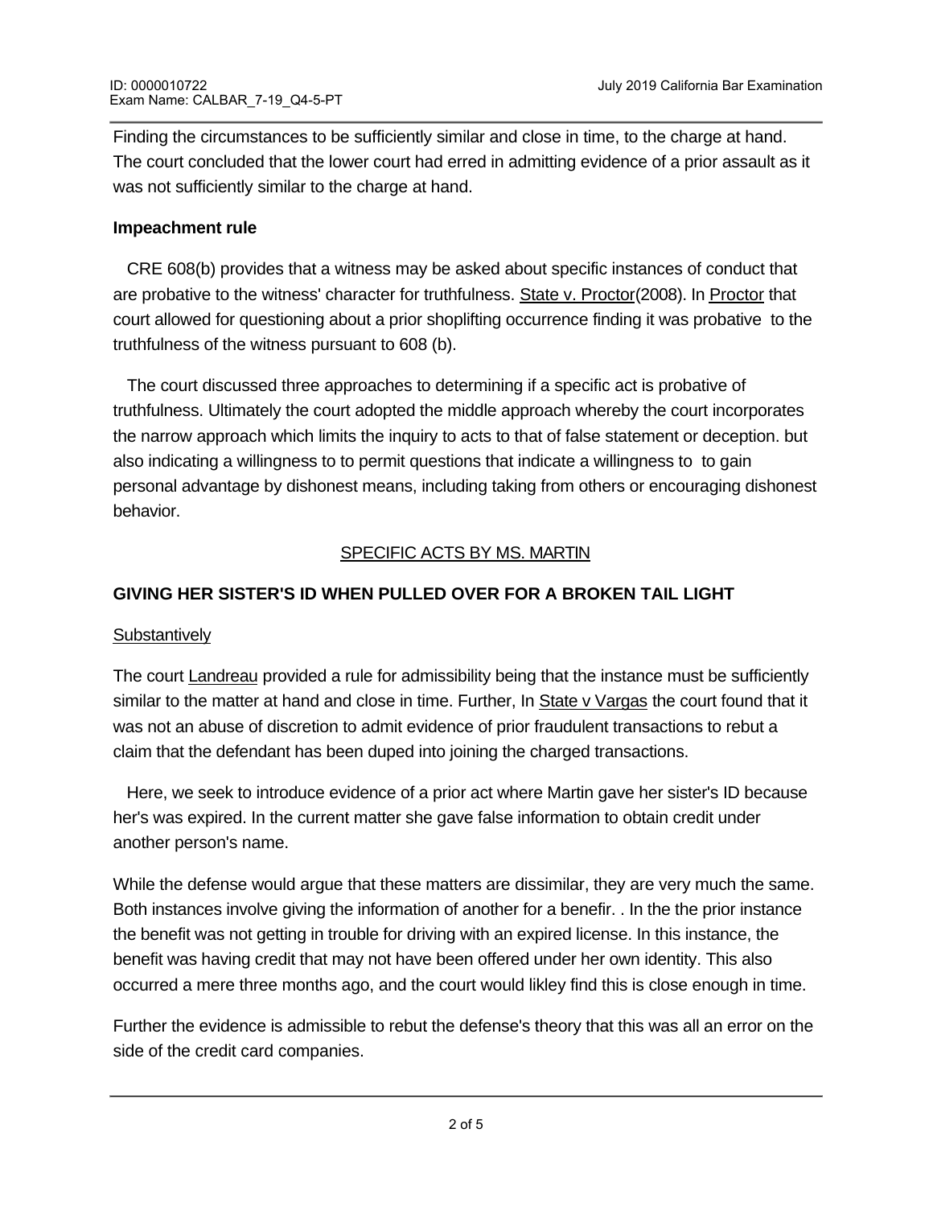Finding the circumstances to be sufficiently similar and close in time, to the charge at hand. The court concluded that the lower court had erred in admitting evidence of a prior assault as it was not sufficiently similar to the charge at hand.

**Impeachment rule**

CRE 608(b) provides that a witness may be asked about specific instances of conduct that are probative to the witness' character for truthfulness. State v. Proctor(2008). In Proctor that court allowed for questioning about a prior shoplifting occurrence finding it was probative to the truthfulness of the witness pursuant to 608 (b).

The court discussed three approaches to determining if a specific act is probative of truthfulness. Ultimately the court adopted the middle approach whereby the court incorporates the narrow approach which limits the inquiry to acts to that of false statement or deception. but also indicating a willingness to to permit questions that indicate a willingness to to gain personal advantage by dishonest means, including taking from others or encouraging dishonest behavior.

SPECIFIC ACTS BY MS. MARTIN

**GIVING HER SISTER'S ID WHEN PULLED OVER FOR A BROKEN TAIL LIGHT**

Substantively

The court Landreau provided a rule for admissibility being that the instance must be sufficiently similar to the matter at hand and close in time. Further, In State v Vargas the court found that it was not an abuse of discretion to admit evidence of prior fraudulent transactions to rebut a claim that the defendant has been duped into joining the charged transactions.

Here, we seek to introduce evidence of a prior act where Martin gave her sister's ID because her's was expired. In the current matter she gave false information to obtain credit under another person's name.

While the defense would argue that these matters are dissimilar, they are very much the same. Both instances involve giving the information of another for a benefir. . In the the prior instance the benefit was not getting in trouble for driving with an expired license. In this instance, the benefit was having credit that may not have been offered under her own identity. This also occurred a mere three months ago, and the court would likley find this is close enough in time.

Further the evidence is admissible to rebut the defense's theory that this was all an error on the side of the credit card companies.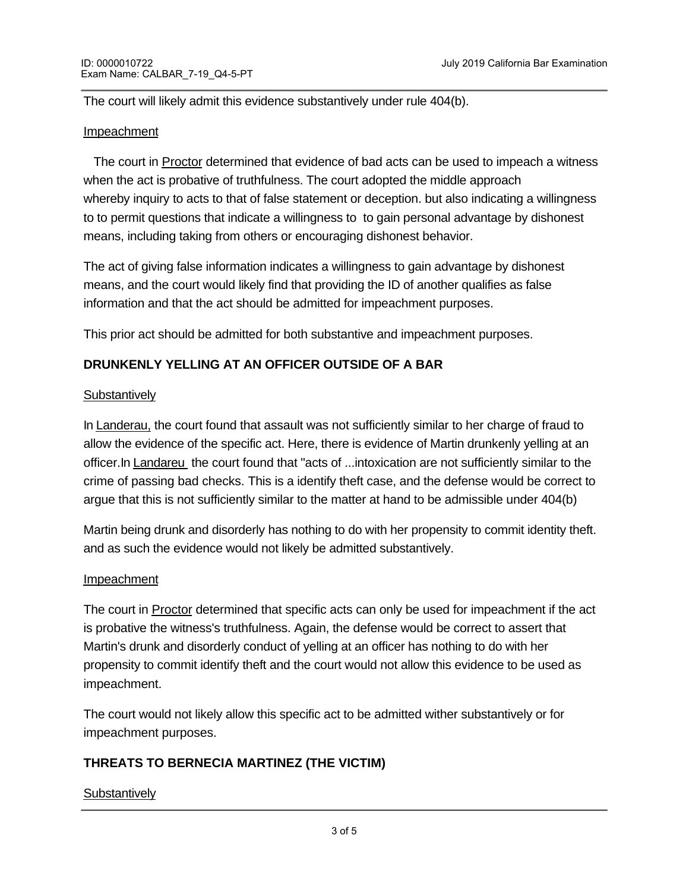The court will likely admit this evidence substantively under rule 404(b).

Impeachment

The court in Proctor determined that evidence of bad acts can be used to impeach a witness when the act is probative of truthfulness. The court adopted the middle approach whereby inquiry to acts to that of false statement or deception. but also indicating a willingness to to permit questions that indicate a willingness to to gain personal advantage by dishonest means, including taking from others or encouraging dishonest behavior.

The act of giving false information indicates a willingness to gain advantage by dishonest means, and the court would likely find that providing the ID of another qualifies as false information and that the act should be admitted for impeachment purposes.

This prior act should be admitted for both substantive and impeachment purposes.

**DRUNKENLY YELLING AT AN OFFICER OUTSIDE OF A BAR**

Substantively

In Landerau, the court found that assault was not sufficiently similar to her charge of fraud to allow the evidence of the specific act. Here, there is evidence of Martin drunkenly yelling at an officer.In Landareu the court found that "acts of ...intoxication are not sufficiently similar to the crime of passing bad checks. This is a identify theft case, and the defense would be correct to argue that this is not sufficiently similar to the matter at hand to be admissible under 404(b)

Martin being drunk and disorderly has nothing to do with her propensity to commit identity theft. and as such the evidence would not likely be admitted substantively.

Impeachment

The court in Proctor determined that specific acts can only be used for impeachment if the act is probative the witness's truthfulness. Again, the defense would be correct to assert that Martin's drunk and disorderly conduct of yelling at an officer has nothing to do with her propensity to commit identify theft and the court would not allow this evidence to be used as impeachment.

The court would not likely allow this specific act to be admitted wither substantively or for impeachment purposes.

**THREATS TO BERNECIA MARTINEZ (THE VICTIM)**

Substantively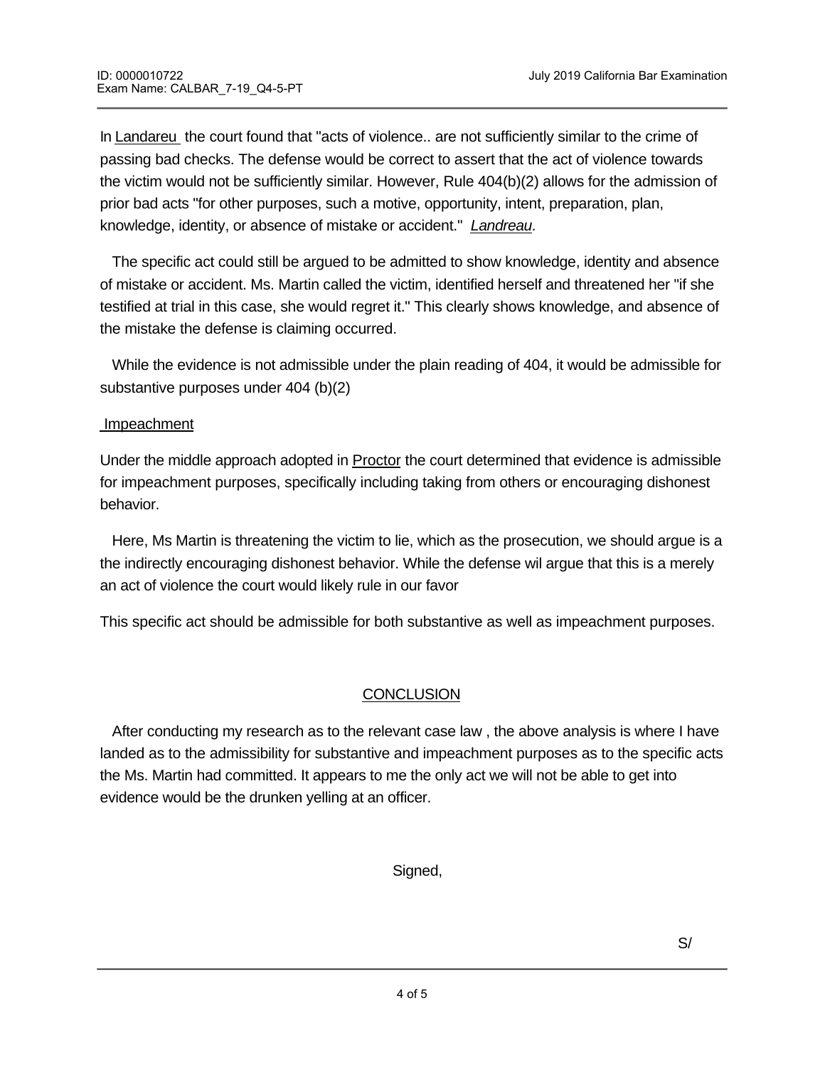In Landareu the court found that "acts of violence.. are not sufficiently similar to the crime of passing bad checks. The defense would be correct to assert that the act of violence towards the victim would not be sufficiently similar. However, Rule 404(b)(2) allows for the admission of prior bad acts "for other purposes, such a motive, opportunity, intent, preparation, plan, knowledge, identity, or absence of mistake or accident." *Landreau.*

The specific act could still be argued to be admitted to show knowledge, identity and absence of mistake or accident. Ms. Martin called the victim, identified herself and threatened her "if she testified at trial in this case, she would regret it." This clearly shows knowledge, and absence of the mistake the defense is claiming occurred.

While the evidence is not admissible under the plain reading of 404, it would be admissible for substantive purposes under 404 (b)(2)

Impeachment

Under the middle approach adopted in Proctor the court determined that evidence is admissible for impeachment purposes, specifically including taking from others or encouraging dishonest behavior.

Here, Ms Martin is threatening the victim to lie, which as the prosecution, we should argue is a the indirectly encouraging dishonest behavior. While the defense wil argue that this is a merely an act of violence the court would likely rule in our favor

This specific act should be admissible for both substantive as well as impeachment purposes.

CONCLUSION

After conducting my research as to the relevant case law , the above analysis is where I have landed as to the admissibility for substantive and impeachment purposes as to the specific acts the Ms. Martin had committed. It appears to me the only act we will not be able to get into evidence would be the drunken yelling at an officer.

Signed,

S/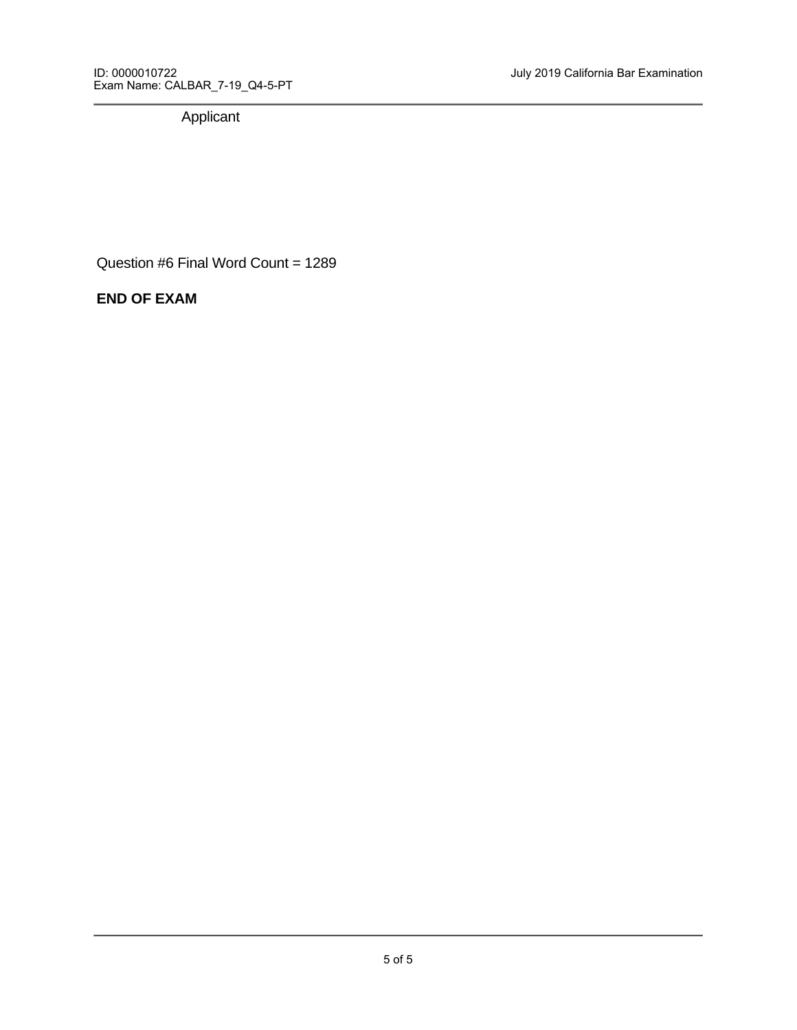Applicant

Question #6 Final Word Count = 1289

**END OF EXAM**